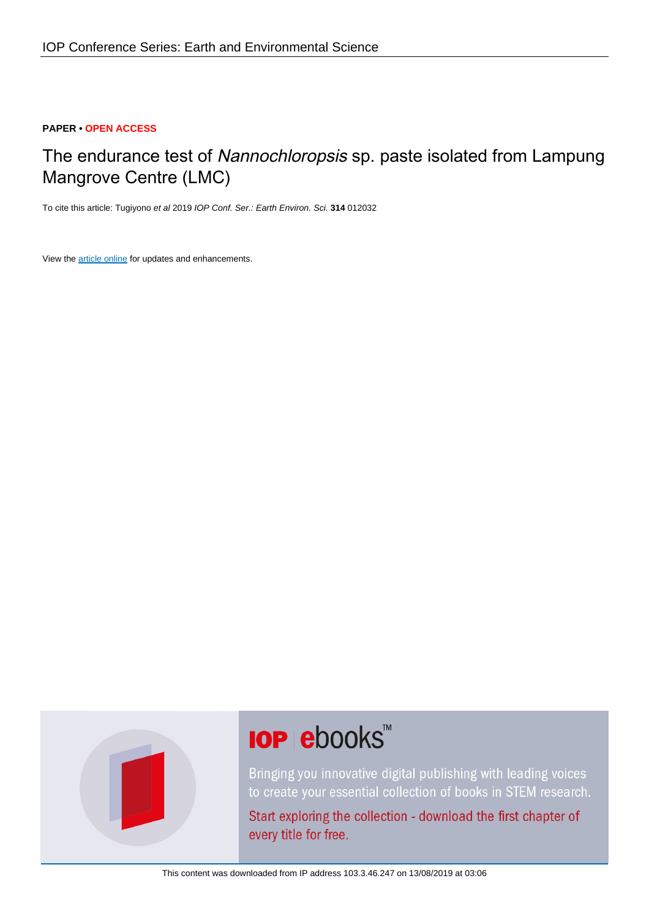PAPER • OPEN ACCESS

# The endurance test of *Nannochloropsis* sp. paste isolated from Lampung Mangrove Centre (LMC)

To cite this article: Tugiyono *et al* 2019 *IOP Conf. Ser.: Earth Environ. Sci.* **314** 012032

View the article online for updates and enhancements.

IOP ebooks™

Bringing you innovative digital publishing with leading voices to create your essential collection of books in STEM research.

Start exploring the collection - download the first chapter of every title for free.

This content was downloaded from IP address 103.3.46.247 on 13/08/2019 at 03:06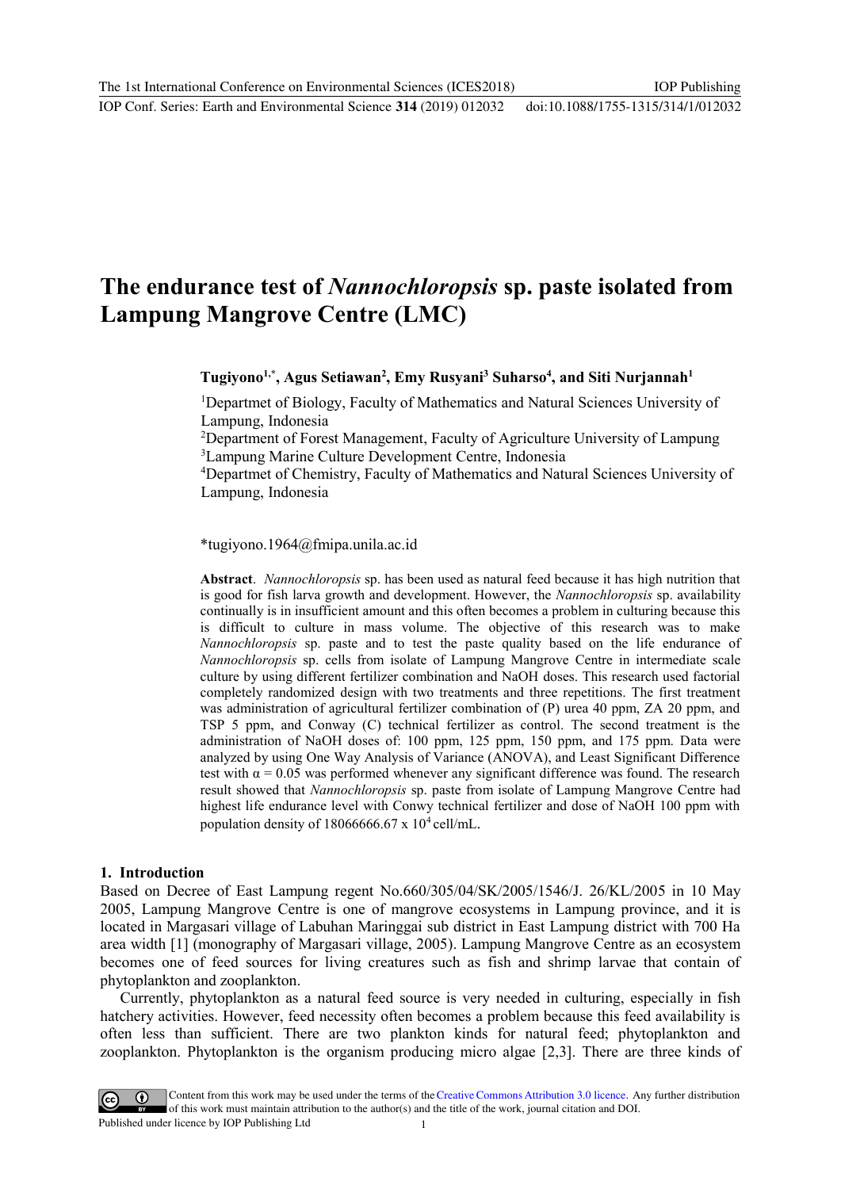# The endurance test of *Nannochloropsis* sp. paste isolated from Lampung Mangrove Centre (LMC)

**Tugiyono[1,*], Agus Setiawan[2], Emy Rusyani[3] Suharso[4], and Siti Nurjannah[1]**

[1]Departmet of Biology, Faculty of Mathematics and Natural Sciences University of Lampung, Indonesia
[2]Department of Forest Management, Faculty of Agriculture University of Lampung
[3]Lampung Marine Culture Development Centre, Indonesia
[4]Departmet of Chemistry, Faculty of Mathematics and Natural Sciences University of Lampung, Indonesia

*tugiyono.1964@fmipa.unila.ac.id

**Abstract**. *Nannochloropsis* sp. has been used as natural feed because it has high nutrition that is good for fish larva growth and development. However, the *Nannochloropsis* sp. availability continually is in insufficient amount and this often becomes a problem in culturing because this is difficult to culture in mass volume. The objective of this research was to make *Nannochloropsis* sp. paste and to test the paste quality based on the life endurance of *Nannochloropsis* sp. cells from isolate of Lampung Mangrove Centre in intermediate scale culture by using different fertilizer combination and NaOH doses. This research used factorial completely randomized design with two treatments and three repetitions. The first treatment was administration of agricultural fertilizer combination of (P) urea 40 ppm, ZA 20 ppm, and TSP 5 ppm, and Conway (C) technical fertilizer as control. The second treatment is the administration of NaOH doses of: 100 ppm, 125 ppm, 150 ppm, and 175 ppm. Data were analyzed by using One Way Analysis of Variance (ANOVA), and Least Significant Difference test with $\alpha = 0.05$ was performed whenever any significant difference was found. The research result showed that *Nannochloropsis* sp. paste from isolate of Lampung Mangrove Centre had highest life endurance level with Conwy technical fertilizer and dose of NaOH 100 ppm with population density of $18066666.67 \times 10^4$ cell/mL.

## 1. Introduction

Based on Decree of East Lampung regent No.660/305/04/SK/2005/1546/J. 26/KL/2005 in 10 May 2005, Lampung Mangrove Centre is one of mangrove ecosystems in Lampung province, and it is located in Margasari village of Labuhan Maringgai sub district in East Lampung district with 700 Ha area width [1] (monography of Margasari village, 2005). Lampung Mangrove Centre as an ecosystem becomes one of feed sources for living creatures such as fish and shrimp larvae that contain of phytoplankton and zooplankton.

Currently, phytoplankton as a natural feed source is very needed in culturing, especially in fish hatchery activities. However, feed necessity often becomes a problem because this feed availability is often less than sufficient. There are two plankton kinds for natural feed; phytoplankton and zooplankton. Phytoplankton is the organism producing micro algae [2,3]. There are three kinds of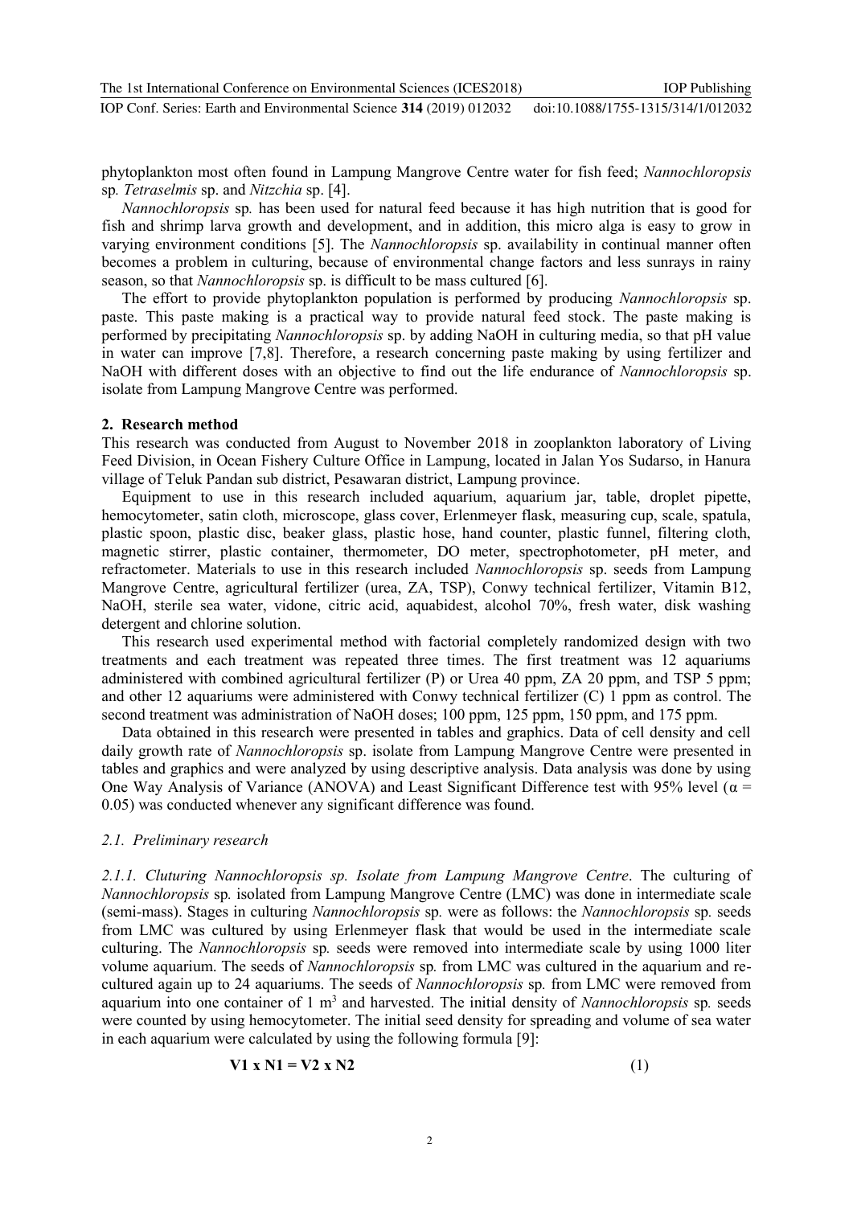phytoplankton most often found in Lampung Mangrove Centre water for fish feed; *Nannochloropsis* sp*.* *Tetraselmis* sp. and *Nitzchia* sp. [4].

*Nannochloropsis* sp*.* has been used for natural feed because it has high nutrition that is good for fish and shrimp larva growth and development, and in addition, this micro alga is easy to grow in varying environment conditions [5]. The *Nannochloropsis* sp. availability in continual manner often becomes a problem in culturing, because of environmental change factors and less sunrays in rainy season, so that *Nannochloropsis* sp. is difficult to be mass cultured [6].

The effort to provide phytoplankton population is performed by producing *Nannochloropsis* sp. paste. This paste making is a practical way to provide natural feed stock. The paste making is performed by precipitating *Nannochloropsis* sp. by adding NaOH in culturing media, so that pH value in water can improve [7,8]. Therefore, a research concerning paste making by using fertilizer and NaOH with different doses with an objective to find out the life endurance of *Nannochloropsis* sp. isolate from Lampung Mangrove Centre was performed.

## 2. Research method

This research was conducted from August to November 2018 in zooplankton laboratory of Living Feed Division, in Ocean Fishery Culture Office in Lampung, located in Jalan Yos Sudarso, in Hanura village of Teluk Pandan sub district, Pesawaran district, Lampung province.

Equipment to use in this research included aquarium, aquarium jar, table, droplet pipette, hemocytometer, satin cloth, microscope, glass cover, Erlenmeyer flask, measuring cup, scale, spatula, plastic spoon, plastic disc, beaker glass, plastic hose, hand counter, plastic funnel, filtering cloth, magnetic stirrer, plastic container, thermometer, DO meter, spectrophotometer, pH meter, and refractometer. Materials to use in this research included *Nannochloropsis* sp. seeds from Lampung Mangrove Centre, agricultural fertilizer (urea, ZA, TSP), Conwy technical fertilizer, Vitamin B12, NaOH, sterile sea water, vidone, citric acid, aquabidest, alcohol 70%, fresh water, disk washing detergent and chlorine solution.

This research used experimental method with factorial completely randomized design with two treatments and each treatment was repeated three times. The first treatment was 12 aquariums administered with combined agricultural fertilizer (P) or Urea 40 ppm, ZA 20 ppm, and TSP 5 ppm; and other 12 aquariums were administered with Conwy technical fertilizer (C) 1 ppm as control. The second treatment was administration of NaOH doses; 100 ppm, 125 ppm, 150 ppm, and 175 ppm.

Data obtained in this research were presented in tables and graphics. Data of cell density and cell daily growth rate of *Nannochloropsis* sp. isolate from Lampung Mangrove Centre were presented in tables and graphics and were analyzed by using descriptive analysis. Data analysis was done by using One Way Analysis of Variance (ANOVA) and Least Significant Difference test with 95% level ($\alpha$ = 0.05) was conducted whenever any significant difference was found.

### 2.1. Preliminary research

*2.1.1. Cluturing Nannochloropsis sp. Isolate from Lampung Mangrove Centre*. The culturing of *Nannochloropsis* sp*.* isolated from Lampung Mangrove Centre (LMC) was done in intermediate scale (semi-mass). Stages in culturing *Nannochloropsis* sp*.* were as follows: the *Nannochloropsis* sp*.* seeds from LMC was cultured by using Erlenmeyer flask that would be used in the intermediate scale culturing. The *Nannochloropsis* sp*.* seeds were removed into intermediate scale by using 1000 liter volume aquarium. The seeds of *Nannochloropsis* sp*.* from LMC was cultured in the aquarium and re-cultured again up to 24 aquariums. The seeds of *Nannochloropsis* sp*.* from LMC were removed from aquarium into one container of 1 $m^3$ and harvested. The initial density of *Nannochloropsis* sp*.* seeds were counted by using hemocytometer. The initial seed density for spreading and volume of sea water in each aquarium were calculated by using the following formula [9]:

$$V1 \times N1 = V2 \times N2 \tag{1}$$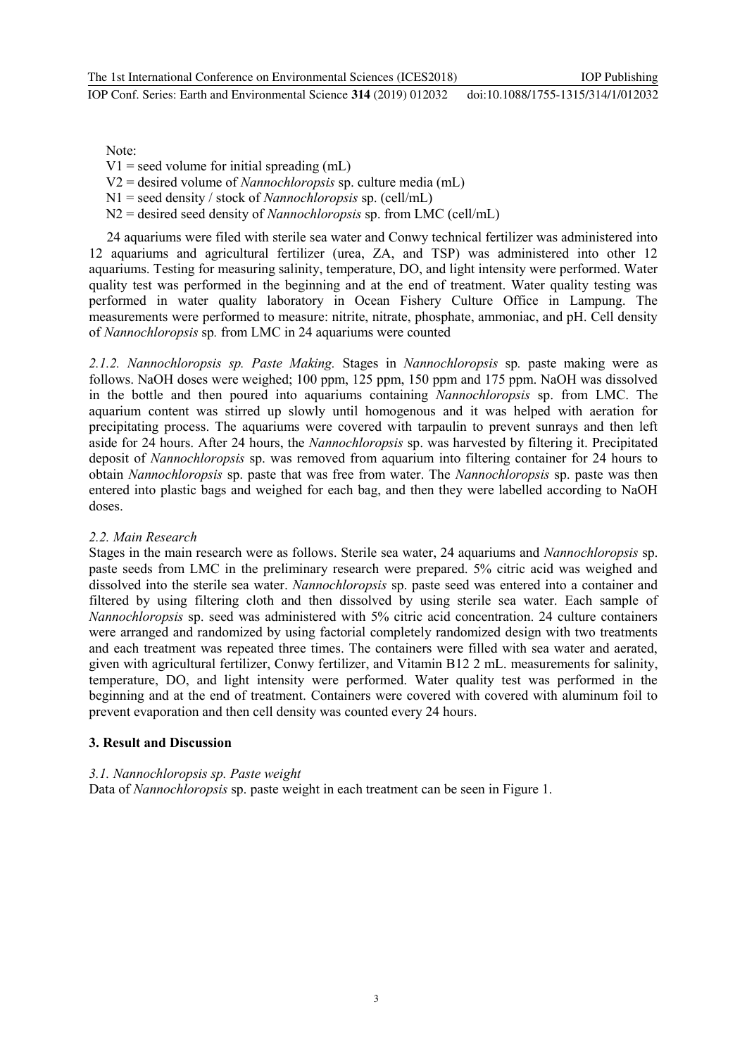Note:

$V1$ = seed volume for initial spreading (mL)

$V2$ = desired volume of *Nannochloropsis* sp. culture media (mL)

$N1$ = seed density / stock of *Nannochloropsis* sp. (cell/mL)

$N2$ = desired seed density of *Nannochloropsis* sp. from LMC (cell/mL)

24 aquariums were filed with sterile sea water and Conwy technical fertilizer was administered into 12 aquariums and agricultural fertilizer (urea, ZA, and TSP) was administered into other 12 aquariums. Testing for measuring salinity, temperature, DO, and light intensity were performed. Water quality test was performed in the beginning and at the end of treatment. Water quality testing was performed in water quality laboratory in Ocean Fishery Culture Office in Lampung. The measurements were performed to measure: nitrite, nitrate, phosphate, ammoniac, and pH. Cell density of *Nannochloropsis* sp. from LMC in 24 aquariums were counted

*2.1.2. Nannochloropsis sp. Paste Making.* Stages in *Nannochloropsis* sp. paste making were as follows. NaOH doses were weighed; 100 ppm, 125 ppm, 150 ppm and 175 ppm. NaOH was dissolved in the bottle and then poured into aquariums containing *Nannochloropsis* sp. from LMC. The aquarium content was stirred up slowly until homogenous and it was helped with aeration for precipitating process. The aquariums were covered with tarpaulin to prevent sunrays and then left aside for 24 hours. After 24 hours, the *Nannochloropsis* sp. was harvested by filtering it. Precipitated deposit of *Nannochloropsis* sp. was removed from aquarium into filtering container for 24 hours to obtain *Nannochloropsis* sp. paste that was free from water. The *Nannochloropsis* sp. paste was then entered into plastic bags and weighed for each bag, and then they were labelled according to NaOH doses.

### *2.2. Main Research*

Stages in the main research were as follows. Sterile sea water, 24 aquariums and *Nannochloropsis* sp. paste seeds from LMC in the preliminary research were prepared. 5% citric acid was weighed and dissolved into the sterile sea water. *Nannochloropsis* sp. paste seed was entered into a container and filtered by using filtering cloth and then dissolved by using sterile sea water. Each sample of *Nannochloropsis* sp. seed was administered with 5% citric acid concentration. 24 culture containers were arranged and randomized by using factorial completely randomized design with two treatments and each treatment was repeated three times. The containers were filled with sea water and aerated, given with agricultural fertilizer, Conwy fertilizer, and Vitamin B12 2 mL. measurements for salinity, temperature, DO, and light intensity were performed. Water quality test was performed in the beginning and at the end of treatment. Containers were covered with covered with aluminum foil to prevent evaporation and then cell density was counted every 24 hours.

## 3. Result and Discussion

### *3.1. Nannochloropsis sp. Paste weight*

Data of *Nannochloropsis* sp. paste weight in each treatment can be seen in Figure 1.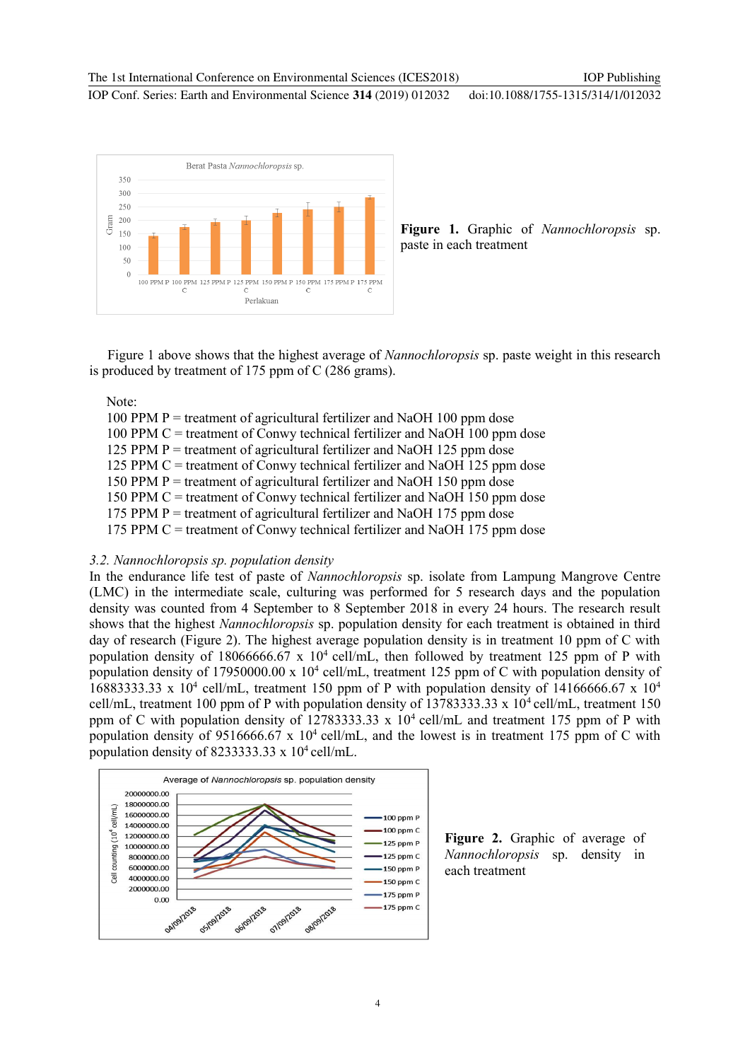**Figure 1.** Graphic of *Nannochloropsis* sp. paste in each treatment

Figure 1 above shows that the highest average of *Nannochloropsis* sp. paste weight in this research is produced by treatment of 175 ppm of C (286 grams).

Note:
100 PPM P = treatment of agricultural fertilizer and NaOH 100 ppm dose
100 PPM C = treatment of Conwy technical fertilizer and NaOH 100 ppm dose
125 PPM P = treatment of agricultural fertilizer and NaOH 125 ppm dose
125 PPM C = treatment of Conwy technical fertilizer and NaOH 125 ppm dose
150 PPM P = treatment of agricultural fertilizer and NaOH 150 ppm dose
150 PPM C = treatment of Conwy technical fertilizer and NaOH 150 ppm dose
175 PPM P = treatment of agricultural fertilizer and NaOH 175 ppm dose
175 PPM C = treatment of Conwy technical fertilizer and NaOH 175 ppm dose

### *3.2. Nannochloropsis sp. population density*

In the endurance life test of paste of *Nannochloropsis* sp. isolate from Lampung Mangrove Centre (LMC) in the intermediate scale, culturing was performed for 5 research days and the population density was counted from 4 September to 8 September 2018 in every 24 hours. The research result shows that the highest *Nannochloropsis* sp. population density for each treatment is obtained in third day of research (Figure 2). The highest average population density is in treatment 10 ppm of C with population density of 18066666.67 x $10^4$ cell/mL, then followed by treatment 125 ppm of P with population density of 17950000.00 x $10^4$ cell/mL, treatment 125 ppm of C with population density of 16883333.33 x $10^4$ cell/mL, treatment 150 ppm of P with population density of 14166666.67 x $10^4$ cell/mL, treatment 100 ppm of P with population density of 13783333.33 x $10^4$ cell/mL, treatment 150 ppm of C with population density of 12783333.33 x $10^4$ cell/mL and treatment 175 ppm of P with population density of 9516666.67 x $10^4$ cell/mL, and the lowest is in treatment 175 ppm of C with population density of 8233333.33 x $10^4$ cell/mL.

**Figure 2.** Graphic of average of *Nannochloropsis* sp. density in each treatment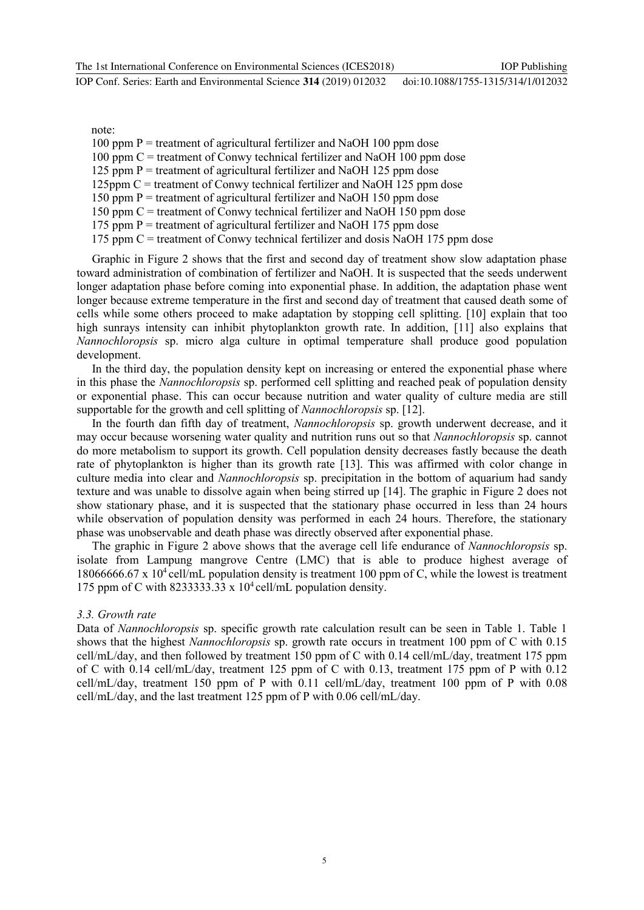note:

100 ppm P = treatment of agricultural fertilizer and NaOH 100 ppm dose
100 ppm C = treatment of Conwy technical fertilizer and NaOH 100 ppm dose
125 ppm P = treatment of agricultural fertilizer and NaOH 125 ppm dose
125ppm C = treatment of Conwy technical fertilizer and NaOH 125 ppm dose
150 ppm P = treatment of agricultural fertilizer and NaOH 150 ppm dose
150 ppm C = treatment of Conwy technical fertilizer and NaOH 150 ppm dose
175 ppm P = treatment of agricultural fertilizer and NaOH 175 ppm dose
175 ppm C = treatment of Conwy technical fertilizer and dosis NaOH 175 ppm dose

Graphic in Figure 2 shows that the first and second day of treatment show slow adaptation phase toward administration of combination of fertilizer and NaOH. It is suspected that the seeds underwent longer adaptation phase before coming into exponential phase. In addition, the adaptation phase went longer because extreme temperature in the first and second day of treatment that caused death some of cells while some others proceed to make adaptation by stopping cell splitting. [10] explain that too high sunrays intensity can inhibit phytoplankton growth rate. In addition, [11] also explains that *Nannochloropsis* sp. micro alga culture in optimal temperature shall produce good population development.

In the third day, the population density kept on increasing or entered the exponential phase where in this phase the *Nannochloropsis* sp. performed cell splitting and reached peak of population density or exponential phase. This can occur because nutrition and water quality of culture media are still supportable for the growth and cell splitting of *Nannochloropsis* sp. [12].

In the fourth dan fifth day of treatment, *Nannochloropsis* sp. growth underwent decrease, and it may occur because worsening water quality and nutrition runs out so that *Nannochloropsis* sp. cannot do more metabolism to support its growth. Cell population density decreases fastly because the death rate of phytoplankton is higher than its growth rate [13]. This was affirmed with color change in culture media into clear and *Nannochloropsis* sp. precipitation in the bottom of aquarium had sandy texture and was unable to dissolve again when being stirred up [14]. The graphic in Figure 2 does not show stationary phase, and it is suspected that the stationary phase occurred in less than 24 hours while observation of population density was performed in each 24 hours. Therefore, the stationary phase was unobservable and death phase was directly observed after exponential phase.

The graphic in Figure 2 above shows that the average cell life endurance of *Nannochloropsis* sp. isolate from Lampung mangrove Centre (LMC) that is able to produce highest average of 18066666.67 x $10^4$ cell/mL population density is treatment 100 ppm of C, while the lowest is treatment 175 ppm of C with 8233333.33 x $10^4$ cell/mL population density.

### 3.3. Growth rate

Data of *Nannochloropsis* sp. specific growth rate calculation result can be seen in Table 1. Table 1 shows that the highest *Nannochloropsis* sp. growth rate occurs in treatment 100 ppm of C with 0.15 cell/mL/day, and then followed by treatment 150 ppm of C with 0.14 cell/mL/day, treatment 175 ppm of C with 0.14 cell/mL/day, treatment 125 ppm of C with 0.13, treatment 175 ppm of P with 0.12 cell/mL/day, treatment 150 ppm of P with 0.11 cell/mL/day, treatment 100 ppm of P with 0.08 cell/mL/day, and the last treatment 125 ppm of P with 0.06 cell/mL/day.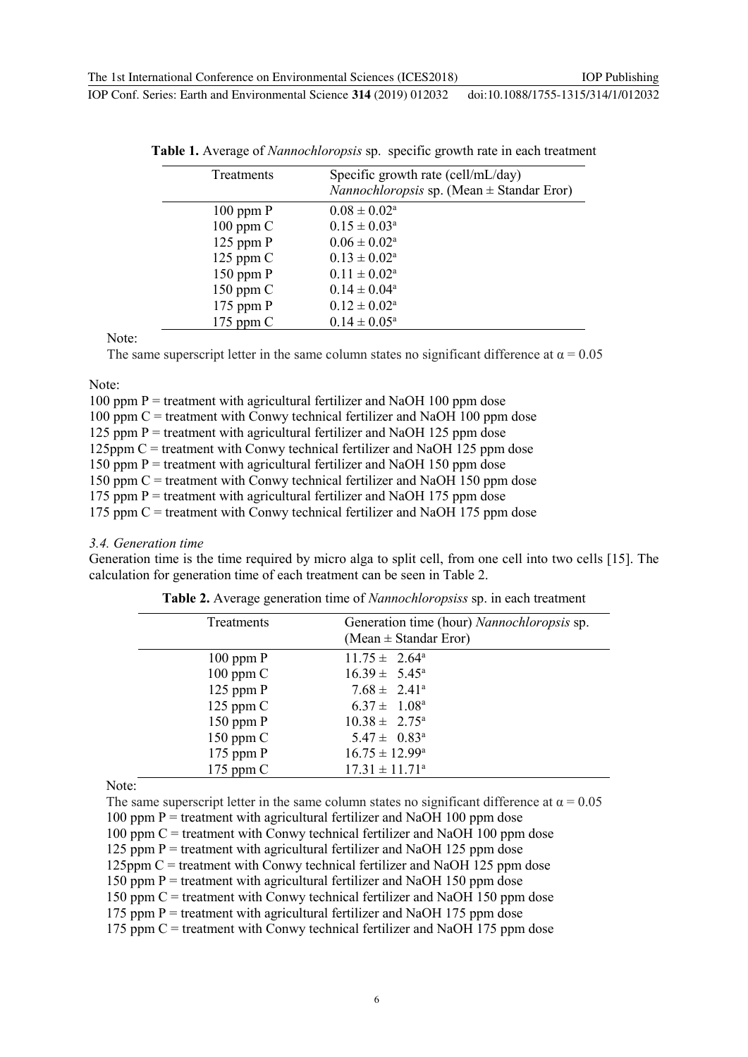**Table 1.** Average of *Nannochloropsis* sp. specific growth rate in each treatment

| Treatments | Specific growth rate (cell/mL/day) *Nannochloropsis* sp. (Mean ± Standar Eror) |
|---|---|
| 100 ppm P | 0.08 ± 0.02[a] |
| 100 ppm C | 0.15 ± 0.03[a] |
| 125 ppm P | 0.06 ± 0.02[a] |
| 125 ppm C | 0.13 ± 0.02[a] |
| 150 ppm P | 0.11 ± 0.02[a] |
| 150 ppm C | 0.14 ± 0.04[a] |
| 175 ppm P | 0.12 ± 0.02[a] |
| 175 ppm C | 0.14 ± 0.05[a] |

Note:

The same superscript letter in the same column states no significant difference at $\alpha = 0.05$

Note:

100 ppm P = treatment with agricultural fertilizer and NaOH 100 ppm dose
100 ppm C = treatment with Conwy technical fertilizer and NaOH 100 ppm dose
125 ppm P = treatment with agricultural fertilizer and NaOH 125 ppm dose
125ppm C = treatment with Conwy technical fertilizer and NaOH 125 ppm dose
150 ppm P = treatment with agricultural fertilizer and NaOH 150 ppm dose
150 ppm C = treatment with Conwy technical fertilizer and NaOH 150 ppm dose
175 ppm P = treatment with agricultural fertilizer and NaOH 175 ppm dose
175 ppm C = treatment with Conwy technical fertilizer and NaOH 175 ppm dose

### 3.4. Generation time

Generation time is the time required by micro alga to split cell, from one cell into two cells [15]. The calculation for generation time of each treatment can be seen in Table 2.

**Table 2.** Average generation time of *Nannochloropsiss* sp. in each treatment

| Treatments | Generation time (hour) *Nannochloropsis* sp. (Mean ± Standar Eror) |
|---|---|
| 100 ppm P | 11.75 ± 2.64[a] |
| 100 ppm C | 16.39 ± 5.45[a] |
| 125 ppm P | 7.68 ± 2.41[a] |
| 125 ppm C | 6.37 ± 1.08[a] |
| 150 ppm P | 10.38 ± 2.75[a] |
| 150 ppm C | 5.47 ± 0.83[a] |
| 175 ppm P | 16.75 ± 12.99[a] |
| 175 ppm C | 17.31 ± 11.71[a] |

Note:

The same superscript letter in the same column states no significant difference at $\alpha = 0.05$
100 ppm P = treatment with agricultural fertilizer and NaOH 100 ppm dose
100 ppm C = treatment with Conwy technical fertilizer and NaOH 100 ppm dose
125 ppm P = treatment with agricultural fertilizer and NaOH 125 ppm dose
125ppm C = treatment with Conwy technical fertilizer and NaOH 125 ppm dose
150 ppm P = treatment with agricultural fertilizer and NaOH 150 ppm dose
150 ppm C = treatment with Conwy technical fertilizer and NaOH 150 ppm dose
175 ppm P = treatment with agricultural fertilizer and NaOH 175 ppm dose
175 ppm C = treatment with Conwy technical fertilizer and NaOH 175 ppm dose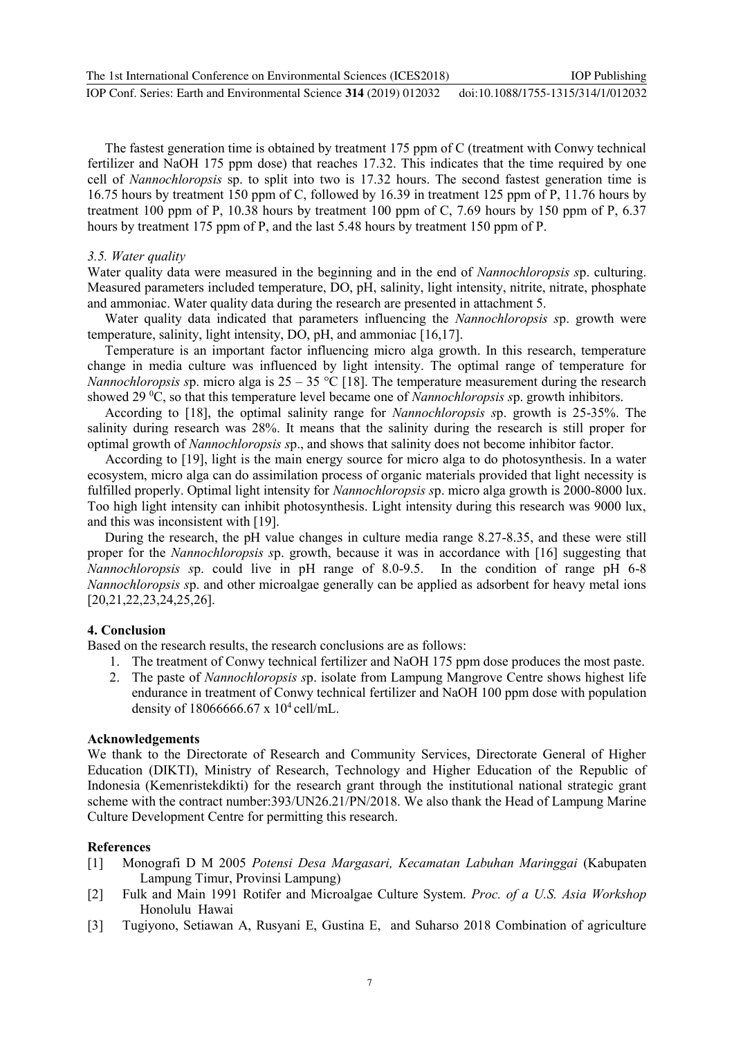The fastest generation time is obtained by treatment 175 ppm of C (treatment with Conwy technical fertilizer and NaOH 175 ppm dose) that reaches 17.32. This indicates that the time required by one cell of *Nannochloropsis* sp. to split into two is 17.32 hours. The second fastest generation time is 16.75 hours by treatment 150 ppm of C, followed by 16.39 in treatment 125 ppm of P, 11.76 hours by treatment 100 ppm of P, 10.38 hours by treatment 100 ppm of C, 7.69 hours by 150 ppm of P, 6.37 hours by treatment 175 ppm of P, and the last 5.48 hours by treatment 150 ppm of P.

### *3.5. Water quality*

Water quality data were measured in the beginning and in the end of *Nannochloropsis s*p. culturing. Measured parameters included temperature, DO, pH, salinity, light intensity, nitrite, nitrate, phosphate and ammoniac. Water quality data during the research are presented in attachment 5.

Water quality data indicated that parameters influencing the *Nannochloropsis s*p. growth were temperature, salinity, light intensity, DO, pH, and ammoniac [16,17].

Temperature is an important factor influencing micro alga growth. In this research, temperature change in media culture was influenced by light intensity. The optimal range of temperature for *Nannochloropsis s*p. micro alga is 25 – 35 °C [18]. The temperature measurement during the research showed 29 $^0$C, so that this temperature level became one of *Nannochloropsis s*p. growth inhibitors.

According to [18], the optimal salinity range for *Nannochloropsis s*p. growth is 25-35%. The salinity during research was 28%. It means that the salinity during the research is still proper for optimal growth of *Nannochloropsis s*p., and shows that salinity does not become inhibitor factor.

According to [19], light is the main energy source for micro alga to do photosynthesis. In a water ecosystem, micro alga can do assimilation process of organic materials provided that light necessity is fulfilled properly. Optimal light intensity for *Nannochloropsis s*p. micro alga growth is 2000-8000 lux. Too high light intensity can inhibit photosynthesis. Light intensity during this research was 9000 lux, and this was inconsistent with [19].

During the research, the pH value changes in culture media range 8.27-8.35, and these were still proper for the *Nannochloropsis s*p. growth, because it was in accordance with [16] suggesting that *Nannochloropsis s*p. could live in pH range of 8.0-9.5. In the condition of range pH 6-8 *Nannochloropsis s*p. and other microalgae generally can be applied as adsorbent for heavy metal ions [20,21,22,23,24,25,26].

## 4. Conclusion

Based on the research results, the research conclusions are as follows:

1. The treatment of Conwy technical fertilizer and NaOH 175 ppm dose produces the most paste.
2. The paste of *Nannochloropsis s*p. isolate from Lampung Mangrove Centre shows highest life endurance in treatment of Conwy technical fertilizer and NaOH 100 ppm dose with population density of 18066666.67 x $10^4$ cell/mL.

## Acknowledgements

We thank to the Directorate of Research and Community Services, Directorate General of Higher Education (DIKTI), Ministry of Research, Technology and Higher Education of the Republic of Indonesia (Kemenristekdikti) for the research grant through the institutional national strategic grant scheme with the contract number:393/UN26.21/PN/2018. We also thank the Head of Lampung Marine Culture Development Centre for permitting this research.

## References

[1] Monografi D M 2005 *Potensi Desa Margasari, Kecamatan Labuhan Maringgai* (Kabupaten Lampung Timur, Provinsi Lampung)

[2] Fulk and Main 1991 Rotifer and Microalgae Culture System. *Proc. of a U.S. Asia Workshop* Honolulu Hawai

[3] Tugiyono, Setiawan A, Rusyani E, Gustina E, and Suharso 2018 Combination of agriculture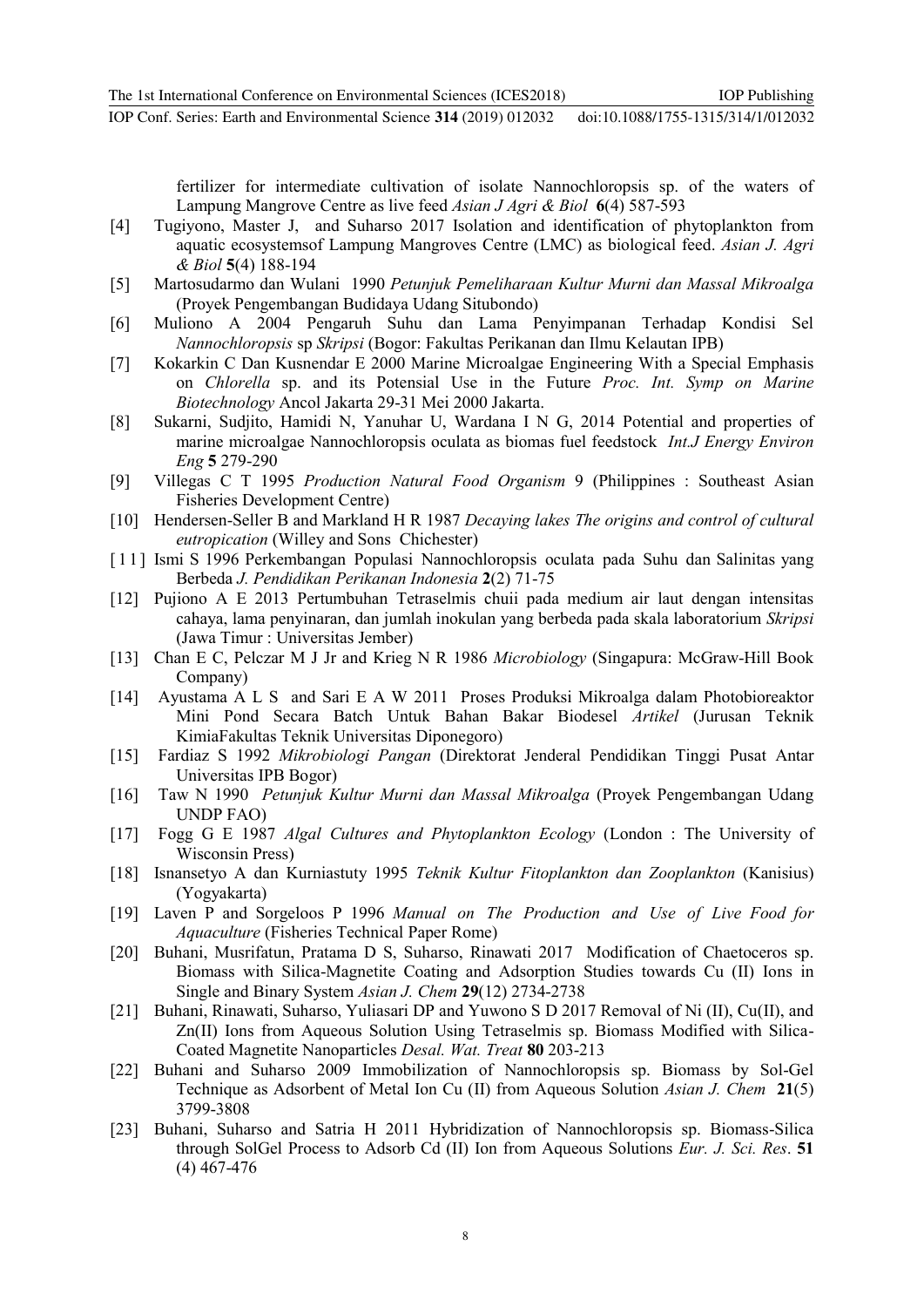fertilizer for intermediate cultivation of isolate Nannochloropsis sp. of the waters of Lampung Mangrove Centre as live feed *Asian J Agri & Biol* **6**(4) 587-593

[4] Tugiyono, Master J, and Suharso 2017 Isolation and identification of phytoplankton from aquatic ecosystemsof Lampung Mangroves Centre (LMC) as biological feed. *Asian J. Agri & Biol* **5**(4) 188-194

[5] Martosudarmo dan Wulani 1990 *Petunjuk Pemeliharaan Kultur Murni dan Massal Mikroalga* (Proyek Pengembangan Budidaya Udang Situbondo)

[6] Muliono A 2004 Pengaruh Suhu dan Lama Penyimpanan Terhadap Kondisi Sel *Nannochloropsis* sp *Skripsi* (Bogor: Fakultas Perikanan dan Ilmu Kelautan IPB)

[7] Kokarkin C Dan Kusnendar E 2000 Marine Microalgae Engineering With a Special Emphasis on *Chlorella* sp. and its Potensial Use in the Future *Proc. Int. Symp on Marine Biotechnology* Ancol Jakarta 29-31 Mei 2000 Jakarta.

[8] Sukarni, Sudjito, Hamidi N, Yanuhar U, Wardana I N G, 2014 Potential and properties of marine microalgae Nannochloropsis oculata as biomas fuel feedstock *Int.J Energy Environ Eng* **5** 279-290

[9] Villegas C T 1995 *Production Natural Food Organism* 9 (Philippines : Southeast Asian Fisheries Development Centre)

[10] Hendersen-Seller B and Markland H R 1987 *Decaying lakes The origins and control of cultural eutropication* (Willey and Sons Chichester)

[11] Ismi S 1996 Perkembangan Populasi Nannochloropsis oculata pada Suhu dan Salinitas yang Berbeda *J. Pendidikan Perikanan Indonesia* **2**(2) 71-75

[12] Pujiono A E 2013 Pertumbuhan Tetraselmis chuii pada medium air laut dengan intensitas cahaya, lama penyinaran, dan jumlah inokulan yang berbeda pada skala laboratorium *Skripsi* (Jawa Timur : Universitas Jember)

[13] Chan E C, Pelczar M J Jr and Krieg N R 1986 *Microbiology* (Singapura: McGraw-Hill Book Company)

[14] Ayustama A L S and Sari E A W 2011 Proses Produksi Mikroalga dalam Photobioreaktor Mini Pond Secara Batch Untuk Bahan Bakar Biodesel *Artikel* (Jurusan Teknik KimiaFakultas Teknik Universitas Diponegoro)

[15] Fardiaz S 1992 *Mikrobiologi Pangan* (Direktorat Jenderal Pendidikan Tinggi Pusat Antar Universitas IPB Bogor)

[16] Taw N 1990 *Petunjuk Kultur Murni dan Massal Mikroalga* (Proyek Pengembangan Udang UNDP FAO)

[17] Fogg G E 1987 *Algal Cultures and Phytoplankton Ecology* (London : The University of Wisconsin Press)

[18] Isnansetyo A dan Kurniastuty 1995 *Teknik Kultur Fitoplankton dan Zooplankton* (Kanisius) (Yogyakarta)

[19] Laven P and Sorgeloos P 1996 *Manual on The Production and Use of Live Food for Aquaculture* (Fisheries Technical Paper Rome)

[20] Buhani, Musrifatun, Pratama D S, Suharso, Rinawati 2017 Modification of Chaetoceros sp. Biomass with Silica-Magnetite Coating and Adsorption Studies towards Cu (II) Ions in Single and Binary System *Asian J. Chem* **29**(12) 2734-2738

[21] Buhani, Rinawati, Suharso, Yuliasari DP and Yuwono S D 2017 Removal of Ni (II), Cu(II), and Zn(II) Ions from Aqueous Solution Using Tetraselmis sp. Biomass Modified with Silica-Coated Magnetite Nanoparticles *Desal. Wat. Treat* **80** 203-213

[22] Buhani and Suharso 2009 Immobilization of Nannochloropsis sp. Biomass by Sol-Gel Technique as Adsorbent of Metal Ion Cu (II) from Aqueous Solution *Asian J. Chem* **21**(5) 3799-3808

[23] Buhani, Suharso and Satria H 2011 Hybridization of Nannochloropsis sp. Biomass-Silica through SolGel Process to Adsorb Cd (II) Ion from Aqueous Solutions *Eur. J. Sci. Res*. **51** (4) 467-476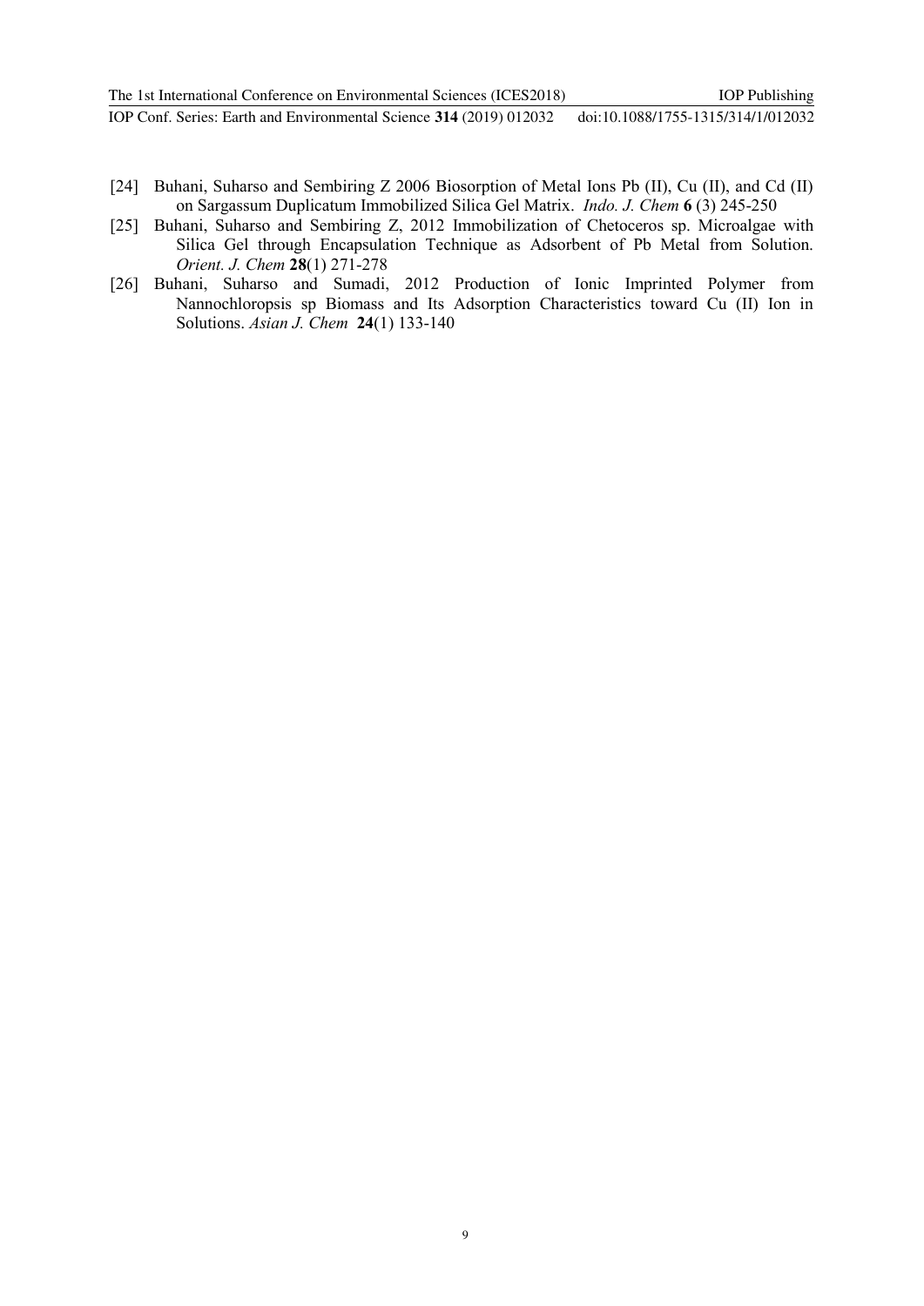[24] Buhani, Suharso and Sembiring Z 2006 Biosorption of Metal Ions Pb (II), Cu (II), and Cd (II) on Sargassum Duplicatum Immobilized Silica Gel Matrix. *Indo. J. Chem* **6** (3) 245-250

[25] Buhani, Suharso and Sembiring Z, 2012 Immobilization of Chetoceros sp. Microalgae with Silica Gel through Encapsulation Technique as Adsorbent of Pb Metal from Solution. *Orient. J. Chem* **28**(1) 271-278

[26] Buhani, Suharso and Sumadi, 2012 Production of Ionic Imprinted Polymer from Nannochloropsis sp Biomass and Its Adsorption Characteristics toward Cu (II) Ion in Solutions. *Asian J. Chem* **24**(1) 133-140